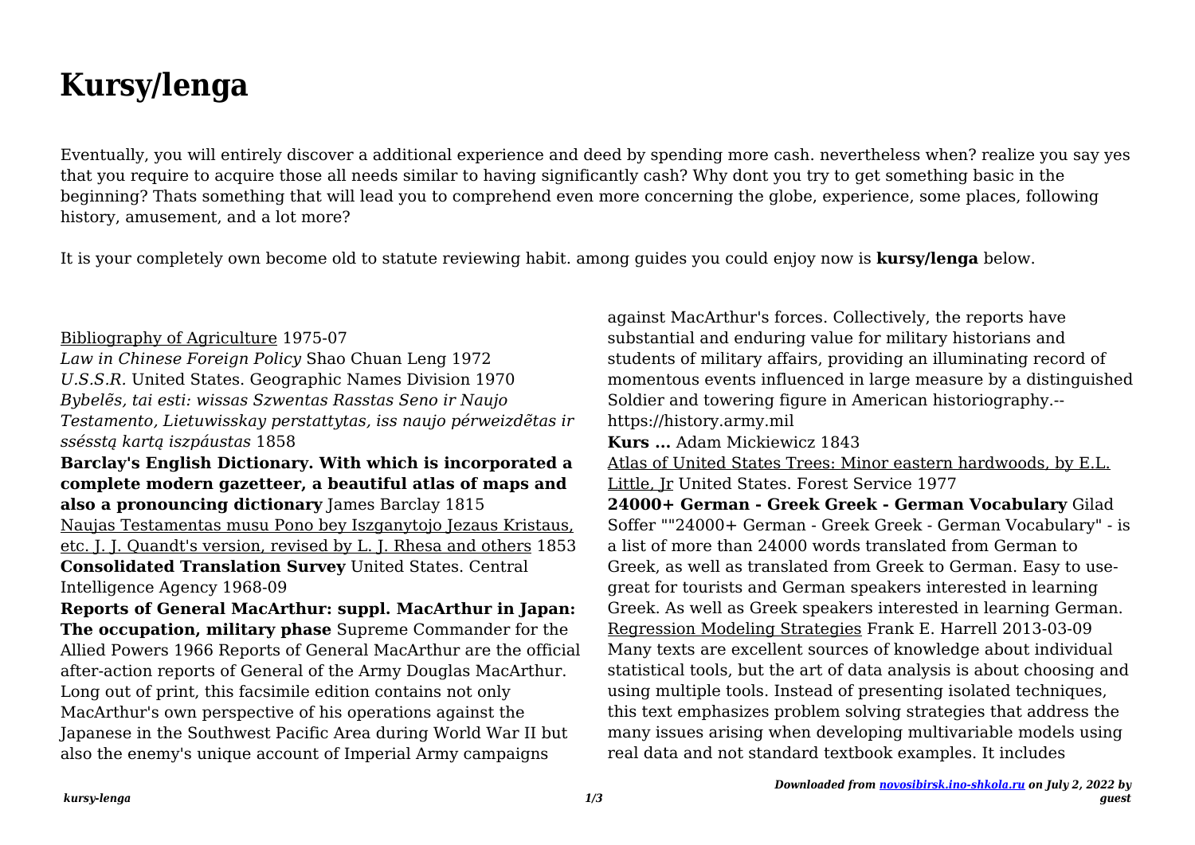# Kursy/lenga

Eventually, you will entirely discover a additional experience and deed by spending more cash. nevertheless when? realize you say yes that you require to acquire those all needs similar to having significantly cash? Why dont you try to get something basic in the beginning? Thats something that will lead you to comprehend even more concerning the globe, experience, some places, following history, amusement, and a lot more?

It is your completely own become old to statute reviewing habit. among guides you could enjoy now is **kursy/lenga** below.

Bibliography of Agriculture 1975-07

*Law in Chinese Foreign Policy* Shao Chuan Leng 1972

*U.S.S.R.* United States. Geographic Names Division 1970

*Bybelẽs, tai esti: wissas Szwentas Rasstas Seno ir Naujo Testamento, Lietuwisskay perstattytas, iss naujo pérweizdẽtas ir ssésstą kartą iszpáustas* 1858

**Barclay's English Dictionary. With which is incorporated a complete modern gazetteer, a beautiful atlas of maps and also a pronouncing dictionary** James Barclay 1815

Naujas Testamentas musu Pono bey Iszganytojo Jezaus Kristaus, etc. J. J. Quandt's version, revised by L. J. Rhesa and others 1853

**Consolidated Translation Survey** United States. Central Intelligence Agency 1968-09

**Reports of General MacArthur: suppl. MacArthur in Japan: The occupation, military phase** Supreme Commander for the Allied Powers 1966 Reports of General MacArthur are the official after-action reports of General of the Army Douglas MacArthur. Long out of print, this facsimile edition contains not only MacArthur's own perspective of his operations against the Japanese in the Southwest Pacific Area during World War II but also the enemy's unique account of Imperial Army campaigns against MacArthur's forces. Collectively, the reports have substantial and enduring value for military historians and students of military affairs, providing an illuminating record of momentous events influenced in large measure by a distinguished Soldier and towering figure in American historiography.--https://history.army.mil

**Kurs ...** Adam Mickiewicz 1843

Atlas of United States Trees: Minor eastern hardwoods, by E.L. Little, Jr United States. Forest Service 1977

**24000+ German - Greek Greek - German Vocabulary** Gilad Soffer ""24000+ German - Greek Greek - German Vocabulary" - is a list of more than 24000 words translated from German to Greek, as well as translated from Greek to German. Easy to use- great for tourists and German speakers interested in learning Greek. As well as Greek speakers interested in learning German.

Regression Modeling Strategies Frank E. Harrell 2013-03-09 Many texts are excellent sources of knowledge about individual statistical tools, but the art of data analysis is about choosing and using multiple tools. Instead of presenting isolated techniques, this text emphasizes problem solving strategies that address the many issues arising when developing multivariable models using real data and not standard textbook examples. It includes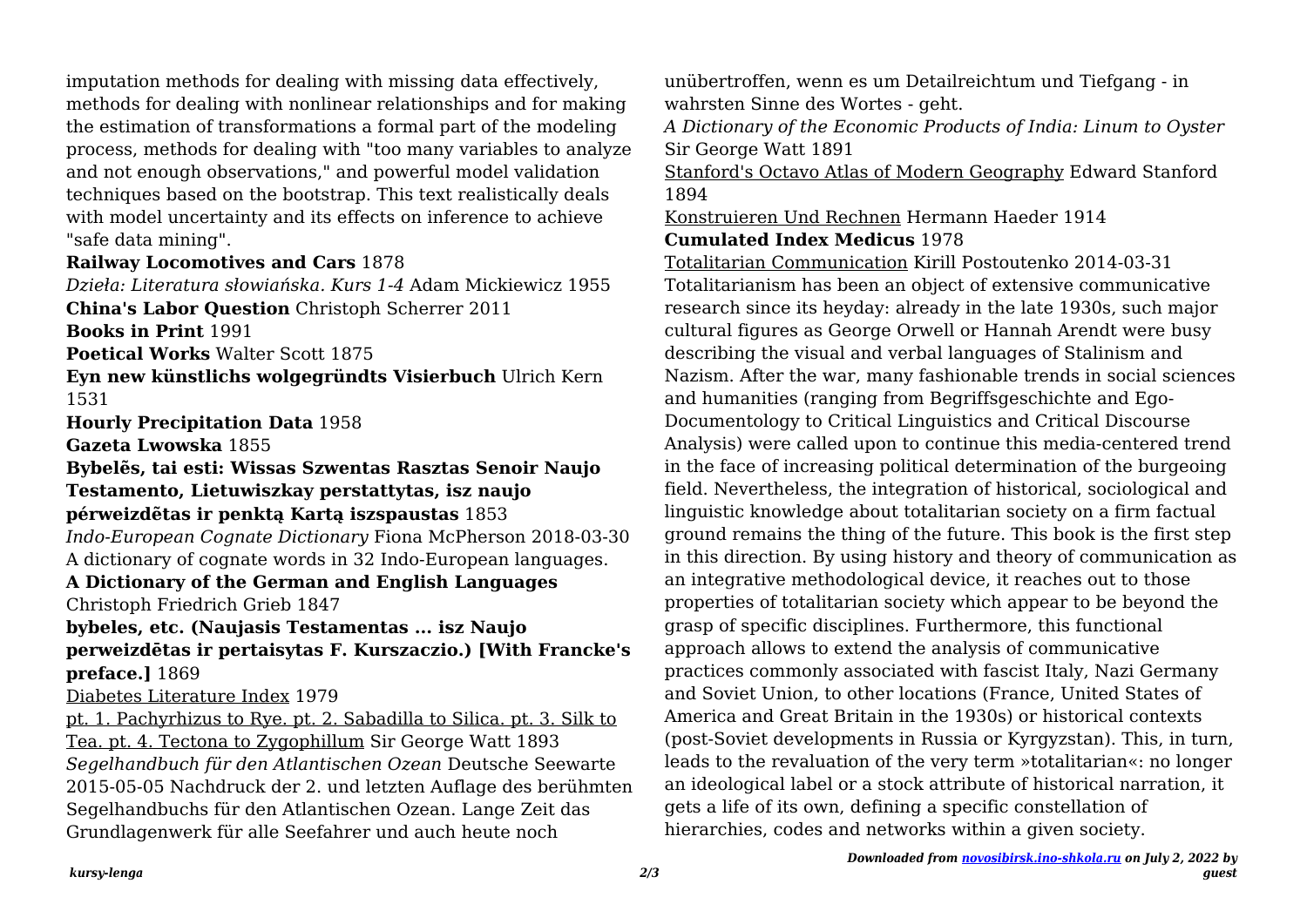imputation methods for dealing with missing data effectively, methods for dealing with nonlinear relationships and for making the estimation of transformations a formal part of the modeling process, methods for dealing with "too many variables to analyze and not enough observations," and powerful model validation techniques based on the bootstrap. This text realistically deals with model uncertainty and its effects on inference to achieve "safe data mining".

**Railway Locomotives and Cars** 1878

*Dzieła: Literatura słowiańska. Kurs 1-4* Adam Mickiewicz 1955

**China's Labor Question** Christoph Scherrer 2011

**Books in Print** 1991

**Poetical Works** Walter Scott 1875

**Eyn new künstlichs wolgegründts Visierbuch** Ulrich Kern 1531

**Hourly Precipitation Data** 1958

**Gazeta Lwowska** 1855

**Bybelẽs, tai esti: Wissas Szwentas Rasztas Senoir Naujo Testamento, Lietuwiszkay perstattytas, isz naujo pérweizdẽtas ir penktą Kartą iszspaustas** 1853

*Indo-European Cognate Dictionary* Fiona McPherson 2018-03-30 A dictionary of cognate words in 32 Indo-European languages.

**A Dictionary of the German and English Languages** Christoph Friedrich Grieb 1847

**bybeles, etc. (Naujasis Testamentas ... isz Naujo perweizdẽtas ir pertaisytas F. Kurszaczio.) [With Francke's preface.]** 1869

Diabetes Literature Index 1979

pt. 1. Pachyrhizus to Rye. pt. 2. Sabadilla to Silica. pt. 3. Silk to Tea. pt. 4. Tectona to Zygophillum Sir George Watt 1893

*Segelhandbuch für den Atlantischen Ozean* Deutsche Seewarte 2015-05-05 Nachdruck der 2. und letzten Auflage des berühmten Segelhandbuchs für den Atlantischen Ozean. Lange Zeit das Grundlagenwerk für alle Seefahrer und auch heute noch unübertroffen, wenn es um Detailreichtum und Tiefgang - in wahrsten Sinne des Wortes - geht.

*A Dictionary of the Economic Products of India: Linum to Oyster* Sir George Watt 1891

Stanford's Octavo Atlas of Modern Geography Edward Stanford 1894

Konstruieren Und Rechnen Hermann Haeder 1914

**Cumulated Index Medicus** 1978

Totalitarian Communication Kirill Postoutenko 2014-03-31 Totalitarianism has been an object of extensive communicative research since its heyday: already in the late 1930s, such major cultural figures as George Orwell or Hannah Arendt were busy describing the visual and verbal languages of Stalinism and Nazism. After the war, many fashionable trends in social sciences and humanities (ranging from Begriffsgeschichte and Ego-Documentology to Critical Linguistics and Critical Discourse Analysis) were called upon to continue this media-centered trend in the face of increasing political determination of the burgeoing field. Nevertheless, the integration of historical, sociological and linguistic knowledge about totalitarian society on a firm factual ground remains the thing of the future. This book is the first step in this direction. By using history and theory of communication as an integrative methodological device, it reaches out to those properties of totalitarian society which appear to be beyond the grasp of specific disciplines. Furthermore, this functional approach allows to extend the analysis of communicative practices commonly associated with fascist Italy, Nazi Germany and Soviet Union, to other locations (France, United States of America and Great Britain in the 1930s) or historical contexts (post-Soviet developments in Russia or Kyrgyzstan). This, in turn, leads to the revaluation of the very term »totalitarian«: no longer an ideological label or a stock attribute of historical narration, it gets a life of its own, defining a specific constellation of hierarchies, codes and networks within a given society.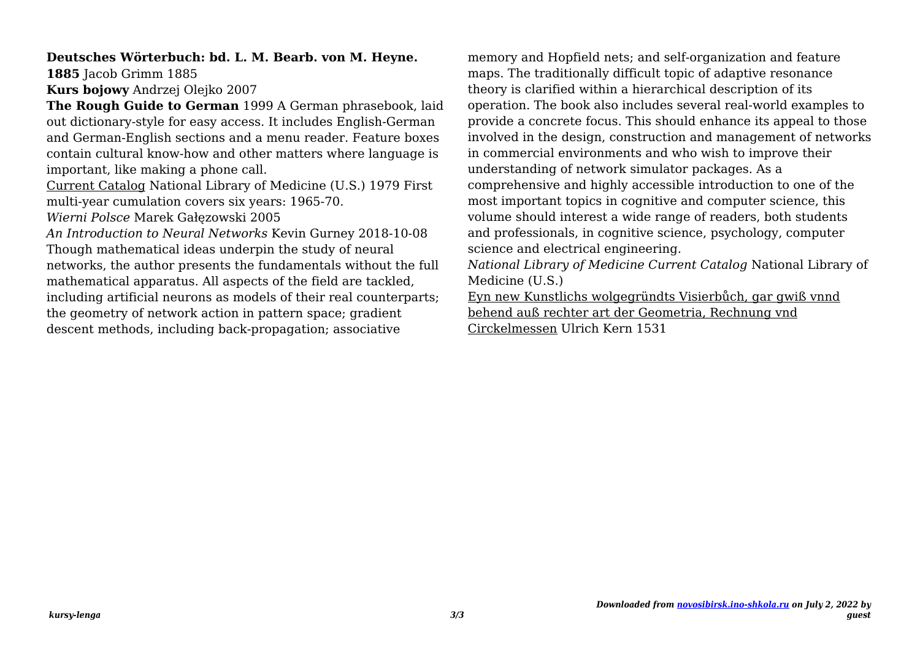**Deutsches Wörterbuch: bd. L. M. Bearb. von M. Heyne. 1885** Jacob Grimm 1885

**Kurs bojowy** Andrzej Olejko 2007

**The Rough Guide to German** 1999 A German phrasebook, laid out dictionary-style for easy access. It includes English-German and German-English sections and a menu reader. Feature boxes contain cultural know-how and other matters where language is important, like making a phone call.

Current Catalog National Library of Medicine (U.S.) 1979 First multi-year cumulation covers six years: 1965-70.

*Wierni Polsce* Marek Gałęzowski 2005

*An Introduction to Neural Networks* Kevin Gurney 2018-10-08 Though mathematical ideas underpin the study of neural networks, the author presents the fundamentals without the full mathematical apparatus. All aspects of the field are tackled, including artificial neurons as models of their real counterparts; the geometry of network action in pattern space; gradient descent methods, including back-propagation; associative memory and Hopfield nets; and self-organization and feature maps. The traditionally difficult topic of adaptive resonance theory is clarified within a hierarchical description of its operation. The book also includes several real-world examples to provide a concrete focus. This should enhance its appeal to those involved in the design, construction and management of networks in commercial environments and who wish to improve their understanding of network simulator packages. As a comprehensive and highly accessible introduction to one of the most important topics in cognitive and computer science, this volume should interest a wide range of readers, both students and professionals, in cognitive science, psychology, computer science and electrical engineering.

*National Library of Medicine Current Catalog* National Library of Medicine (U.S.)

Eyn new Kunstlichs wolgegründts Visierbůch, gar gwiß vnnd behend auß rechter art der Geometria, Rechnung vnd Circkelmessen Ulrich Kern 1531